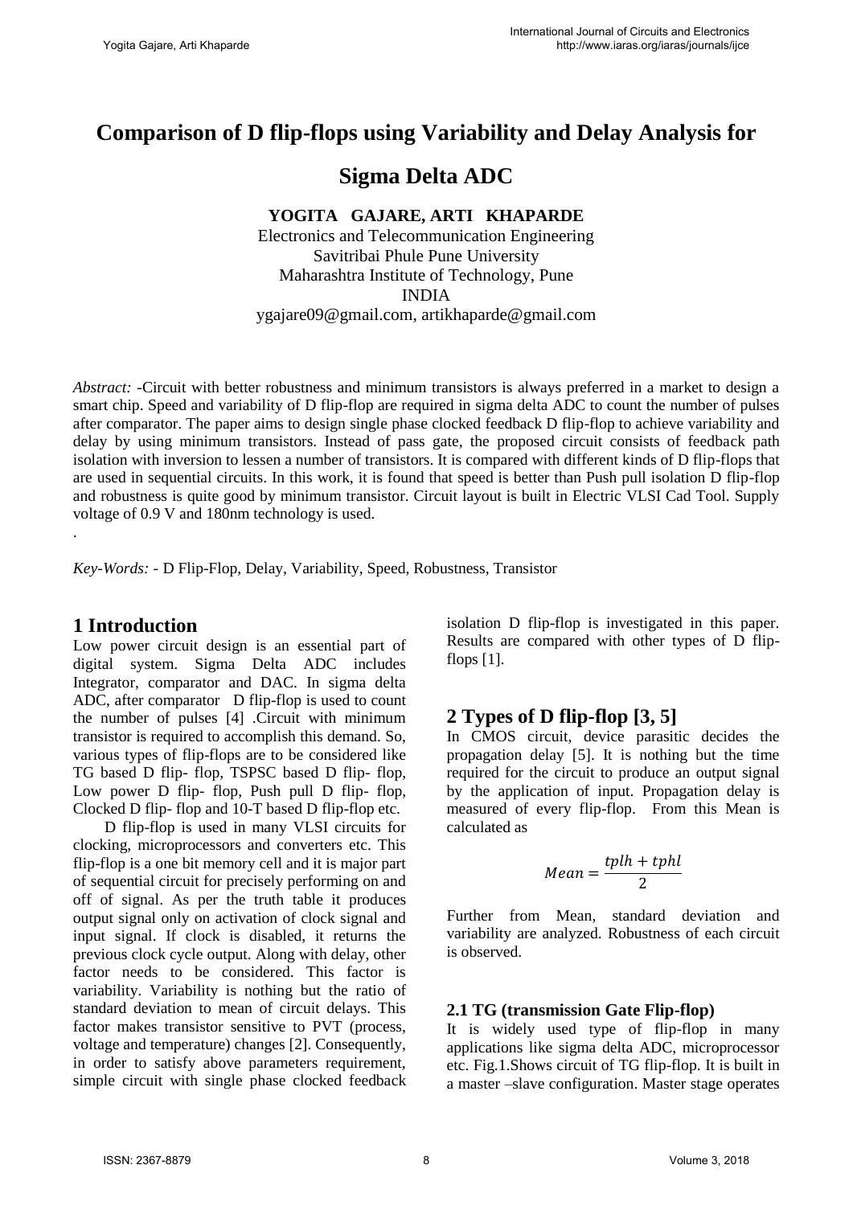# Comparison of D flip-flops using Variability and Delay Analysis for Sigma Delta ADC

**YOGITA GAJARE, ARTI KHAPARDE**

Electronics and Telecommunication Engineering
Savitribai Phule Pune University
Maharashtra Institute of Technology, Pune
INDIA
ygajare09@gmail.com, artikhaparde@gmail.com

*Abstract:* -Circuit with better robustness and minimum transistors is always preferred in a market to design a smart chip. Speed and variability of D flip-flop are required in sigma delta ADC to count the number of pulses after comparator. The paper aims to design single phase clocked feedback D flip-flop to achieve variability and delay by using minimum transistors. Instead of pass gate, the proposed circuit consists of feedback path isolation with inversion to lessen a number of transistors. It is compared with different kinds of D flip-flops that are used in sequential circuits. In this work, it is found that speed is better than Push pull isolation D flip-flop and robustness is quite good by minimum transistor. Circuit layout is built in Electric VLSI Cad Tool. Supply voltage of 0.9 V and 180nm technology is used.

.

*Key-Words:* - D Flip-Flop, Delay, Variability, Speed, Robustness, Transistor

## 1 Introduction

Low power circuit design is an essential part of digital system. Sigma Delta ADC includes Integrator, comparator and DAC. In sigma delta ADC, after comparator D flip-flop is used to count the number of pulses [4] .Circuit with minimum transistor is required to accomplish this demand. So, various types of flip-flops are to be considered like TG based D flip- flop, TSPSC based D flip- flop, Low power D flip- flop, Push pull D flip- flop, Clocked D flip- flop and 10-T based D flip-flop etc.

D flip-flop is used in many VLSI circuits for clocking, microprocessors and converters etc. This flip-flop is a one bit memory cell and it is major part of sequential circuit for precisely performing on and off of signal. As per the truth table it produces output signal only on activation of clock signal and input signal. If clock is disabled, it returns the previous clock cycle output. Along with delay, other factor needs to be considered. This factor is variability. Variability is nothing but the ratio of standard deviation to mean of circuit delays. This factor makes transistor sensitive to PVT (process, voltage and temperature) changes [2]. Consequently, in order to satisfy above parameters requirement, simple circuit with single phase clocked feedback isolation D flip-flop is investigated in this paper. Results are compared with other types of D flip-flops [1].

## 2 Types of D flip-flop [3, 5]

In CMOS circuit, device parasitic decides the propagation delay [5]. It is nothing but the time required for the circuit to produce an output signal by the application of input. Propagation delay is measured of every flip-flop. From this Mean is calculated as

$$Mean = \frac{tplh + tphl}{2}$$

Further from Mean, standard deviation and variability are analyzed. Robustness of each circuit is observed.

### 2.1 TG (transmission Gate Flip-flop)

It is widely used type of flip-flop in many applications like sigma delta ADC, microprocessor etc. Fig.1.Shows circuit of TG flip-flop. It is built in a master –slave configuration. Master stage operates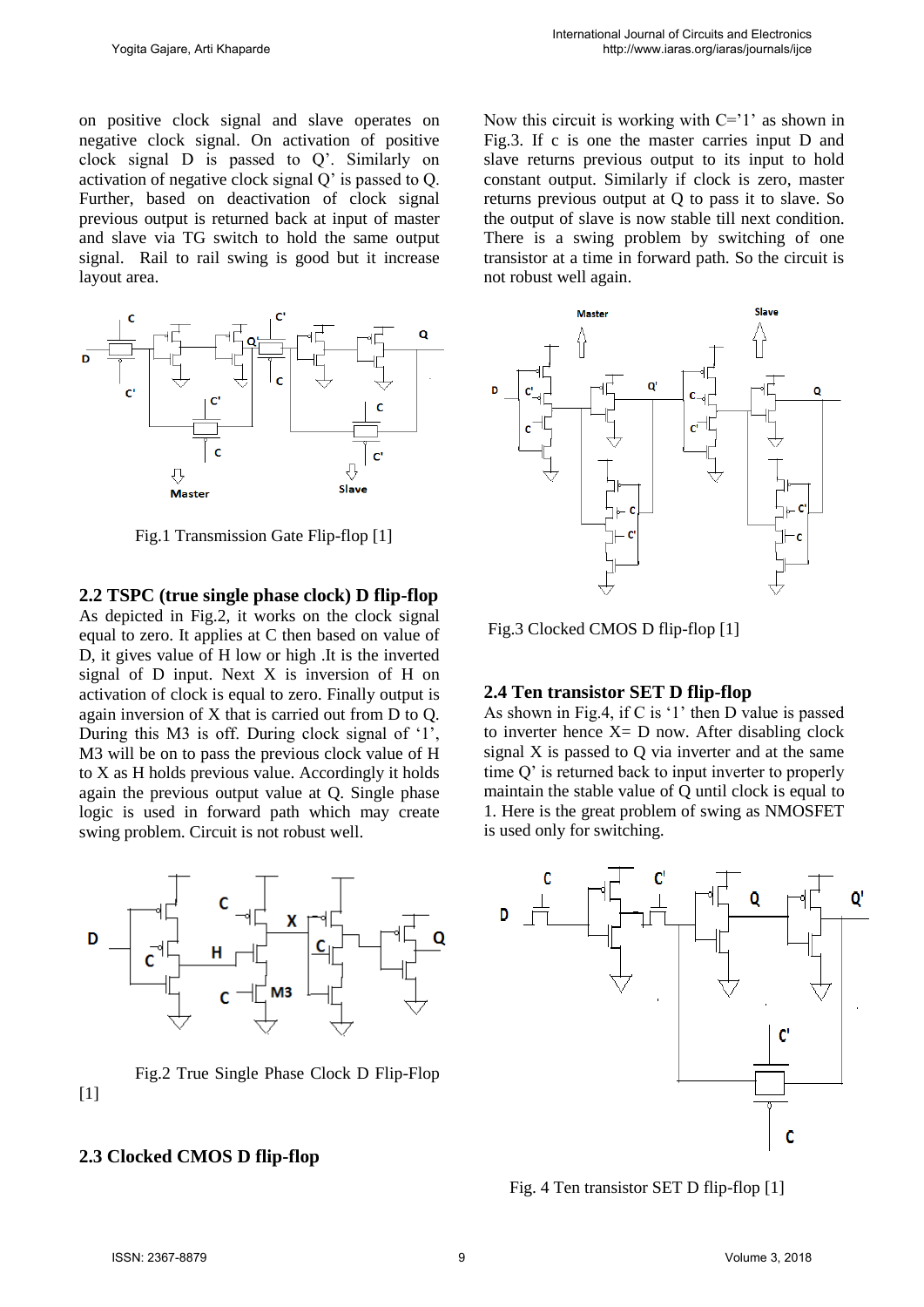on positive clock signal and slave operates on negative clock signal. On activation of positive clock signal D is passed to Q'. Similarly on activation of negative clock signal Q' is passed to Q. Further, based on deactivation of clock signal previous output is returned back at input of master and slave via TG switch to hold the same output signal. Rail to rail swing is good but it increase layout area.

Fig.1 Transmission Gate Flip-flop [1]

### 2.2 TSPC (true single phase clock) D flip-flop

As depicted in Fig.2, it works on the clock signal equal to zero. It applies at C then based on value of D, it gives value of H low or high .It is the inverted signal of D input. Next X is inversion of H on activation of clock is equal to zero. Finally output is again inversion of X that is carried out from D to Q. During this M3 is off. During clock signal of '1', M3 will be on to pass the previous clock value of H to X as H holds previous value. Accordingly it holds again the previous output value at Q. Single phase logic is used in forward path which may create swing problem. Circuit is not robust well.

Fig.2 True Single Phase Clock D Flip-Flop [1]

### 2.3 Clocked CMOS D flip-flop

Now this circuit is working with C='1' as shown in Fig.3. If c is one the master carries input D and slave returns previous output to its input to hold constant output. Similarly if clock is zero, master returns previous output at Q to pass it to slave. So the output of slave is now stable till next condition. There is a swing problem by switching of one transistor at a time in forward path. So the circuit is not robust well again.

Fig.3 Clocked CMOS D flip-flop [1]

### 2.4 Ten transistor SET D flip-flop

As shown in Fig.4, if C is '1' then D value is passed to inverter hence X= D now. After disabling clock signal X is passed to Q via inverter and at the same time Q' is returned back to input inverter to properly maintain the stable value of Q until clock is equal to 1. Here is the great problem of swing as NMOSFET is used only for switching.

Fig. 4 Ten transistor SET D flip-flop [1]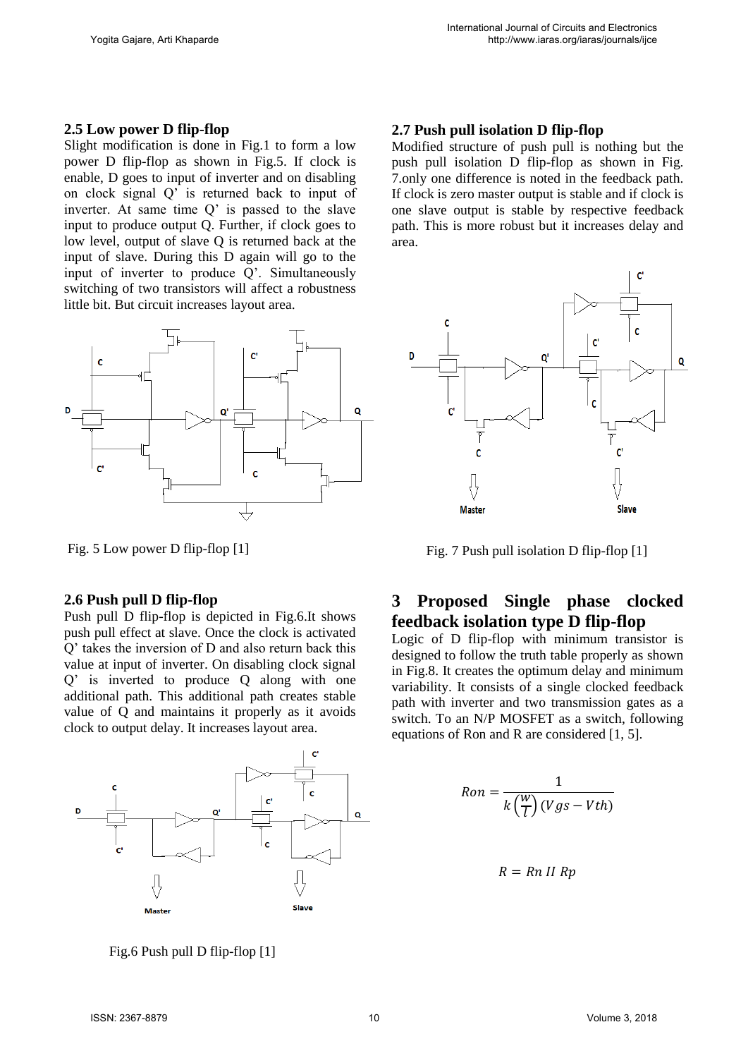### 2.5 Low power D flip-flop

Slight modification is done in Fig.1 to form a low power D flip-flop as shown in Fig.5. If clock is enable, D goes to input of inverter and on disabling on clock signal Q' is returned back to input of inverter. At same time Q' is passed to the slave input to produce output Q. Further, if clock goes to low level, output of slave Q is returned back at the input of slave. During this D again will go to the input of inverter to produce Q'. Simultaneously switching of two transistors will affect a robustness little bit. But circuit increases layout area.

Fig. 5 Low power D flip-flop [1]

### 2.6 Push pull D flip-flop

Push pull D flip-flop is depicted in Fig.6.It shows push pull effect at slave. Once the clock is activated Q' takes the inversion of D and also return back this value at input of inverter. On disabling clock signal Q' is inverted to produce Q along with one additional path. This additional path creates stable value of Q and maintains it properly as it avoids clock to output delay. It increases layout area.

Fig.6 Push pull D flip-flop [1]

### 2.7 Push pull isolation D flip-flop

Modified structure of push pull is nothing but the push pull isolation D flip-flop as shown in Fig. 7.only one difference is noted in the feedback path. If clock is zero master output is stable and if clock is one slave output is stable by respective feedback path. This is more robust but it increases delay and area.

Fig. 7 Push pull isolation D flip-flop [1]

## 3 Proposed Single phase clocked feedback isolation type D flip-flop

Logic of D flip-flop with minimum transistor is designed to follow the truth table properly as shown in Fig.8. It creates the optimum delay and minimum variability. It consists of a single clocked feedback path with inverter and two transmission gates as a switch. To an N/P MOSFET as a switch, following equations of Ron and R are considered [1, 5].

$$Ron = \frac{1}{k\left(\frac{W}{L}\right)(Vgs - Vth)}$$

$$R = Rn \; II \; Rp$$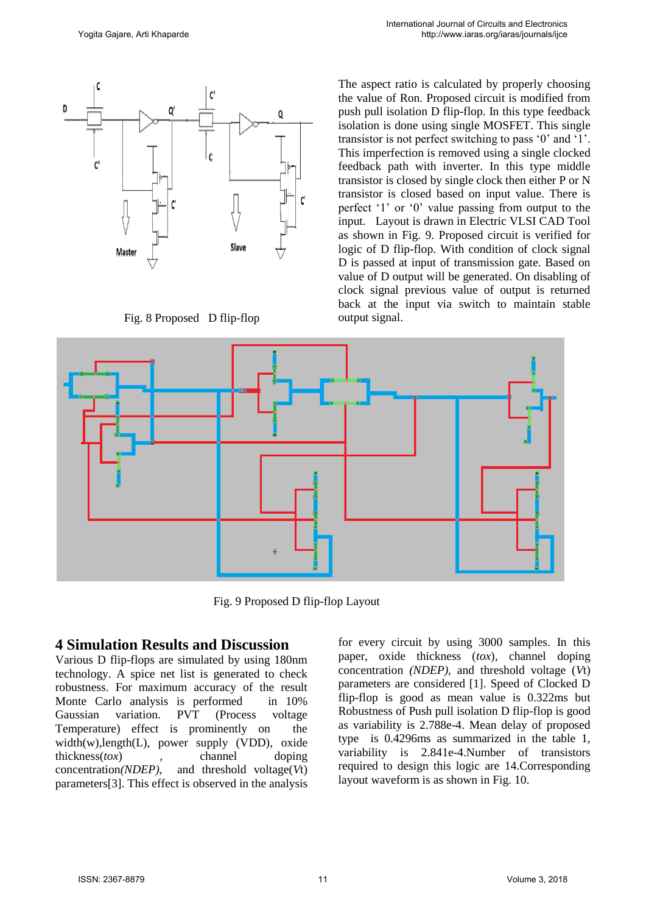Fig. 8 Proposed D flip-flop

The aspect ratio is calculated by properly choosing the value of Ron. Proposed circuit is modified from push pull isolation D flip-flop. In this type feedback isolation is done using single MOSFET. This single transistor is not perfect switching to pass '0' and '1'. This imperfection is removed using a single clocked feedback path with inverter. In this type middle transistor is closed by single clock then either P or N transistor is closed based on input value. There is perfect '1' or '0' value passing from output to the input. Layout is drawn in Electric VLSI CAD Tool as shown in Fig. 9. Proposed circuit is verified for logic of D flip-flop. With condition of clock signal D is passed at input of transmission gate. Based on value of D output will be generated. On disabling of clock signal previous value of output is returned back at the input via switch to maintain stable output signal.

Fig. 9 Proposed D flip-flop Layout

## 4 Simulation Results and Discussion

Various D flip-flops are simulated by using 180nm technology. A spice net list is generated to check robustness. For maximum accuracy of the result Monte Carlo analysis is performed in 10% Gaussian variation. PVT (Process voltage Temperature) effect is prominently on the width(w),length(L), power supply (VDD), oxide thickness(*tox*), channel doping concentration*(NDEP)*, and threshold voltage(*Vt*) parameters[3]. This effect is observed in the analysis for every circuit by using 3000 samples. In this paper, oxide thickness (*tox*), channel doping concentration *(NDEP)*, and threshold voltage (*Vt*) parameters are considered [1]. Speed of Clocked D flip-flop is good as mean value is 0.322ms but Robustness of Push pull isolation D flip-flop is good as variability is 2.788e-4. Mean delay of proposed type is 0.4296ms as summarized in the table 1, variability is 2.841e-4.Number of transistors required to design this logic are 14.Corresponding layout waveform is as shown in Fig. 10.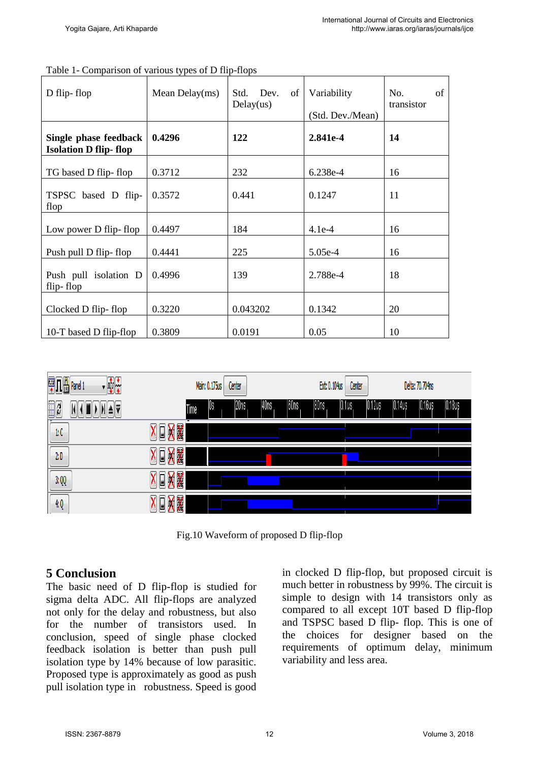Table 1- Comparison of various types of D flip-flops

| D flip- flop | Mean Delay(ms) | Std. Dev. of Delay(us) | Variability (Std. Dev./Mean) | No. of transistor |
|---|---|---|---|---|
| **Single phase feedback Isolation D flip- flop** | **0.4296** | **122** | **2.841e-4** | **14** |
| TG based D flip- flop | 0.3712 | 232 | 6.238e-4 | 16 |
| TSPSC based D flip-flop | 0.3572 | 0.441 | 0.1247 | 11 |
| Low power D flip- flop | 0.4497 | 184 | 4.1e-4 | 16 |
| Push pull D flip- flop | 0.4441 | 225 | 5.05e-4 | 16 |
| Push pull isolation D flip- flop | 0.4996 | 139 | 2.788e-4 | 18 |
| Clocked D flip- flop | 0.3220 | 0.043202 | 0.1342 | 20 |
| 10-T based D flip-flop | 0.3809 | 0.0191 | 0.05 | 10 |

Fig.10 Waveform of proposed D flip-flop

## 5 Conclusion

The basic need of D flip-flop is studied for sigma delta ADC. All flip-flops are analyzed not only for the delay and robustness, but also for the number of transistors used. In conclusion, speed of single phase clocked feedback isolation is better than push pull isolation type by 14% because of low parasitic. Proposed type is approximately as good as push pull isolation type in robustness. Speed is good in clocked D flip-flop, but proposed circuit is much better in robustness by 99%. The circuit is simple to design with 14 transistors only as compared to all except 10T based D flip-flop and TSPSC based D flip- flop. This is one of the choices for designer based on the requirements of optimum delay, minimum variability and less area.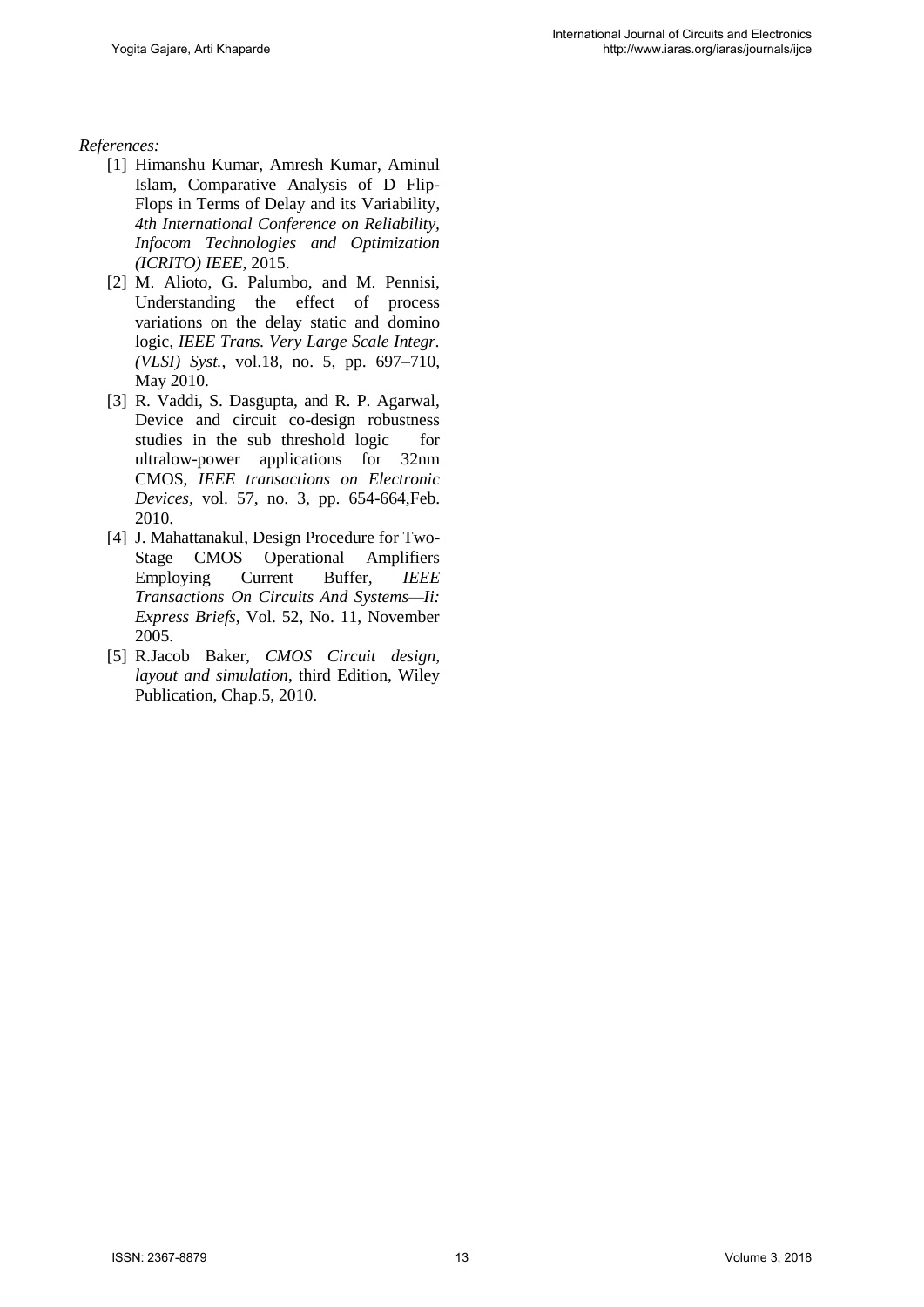*References:*

[1] Himanshu Kumar, Amresh Kumar, Aminul Islam, Comparative Analysis of D Flip-Flops in Terms of Delay and its Variability, *4th International Conference on Reliability, Infocom Technologies and Optimization (ICRITO) IEEE*, 2015.

[2] M. Alioto, G. Palumbo, and M. Pennisi, Understanding the effect of process variations on the delay static and domino logic, *IEEE Trans. Very Large Scale Integr. (VLSI) Syst.*, vol.18, no. 5, pp. 697–710, May 2010.

[3] R. Vaddi, S. Dasgupta, and R. P. Agarwal, Device and circuit co-design robustness studies in the sub threshold logic for ultralow-power applications for 32nm CMOS, *IEEE transactions on Electronic Devices*, vol. 57, no. 3, pp. 654-664,Feb. 2010.

[4] J. Mahattanakul, Design Procedure for Two-Stage CMOS Operational Amplifiers Employing Current Buffer, *IEEE Transactions On Circuits And Systems—Ii: Express Briefs*, Vol. 52, No. 11, November 2005.

[5] R.Jacob Baker, *CMOS Circuit design, layout and simulation*, third Edition, Wiley Publication, Chap.5, 2010.